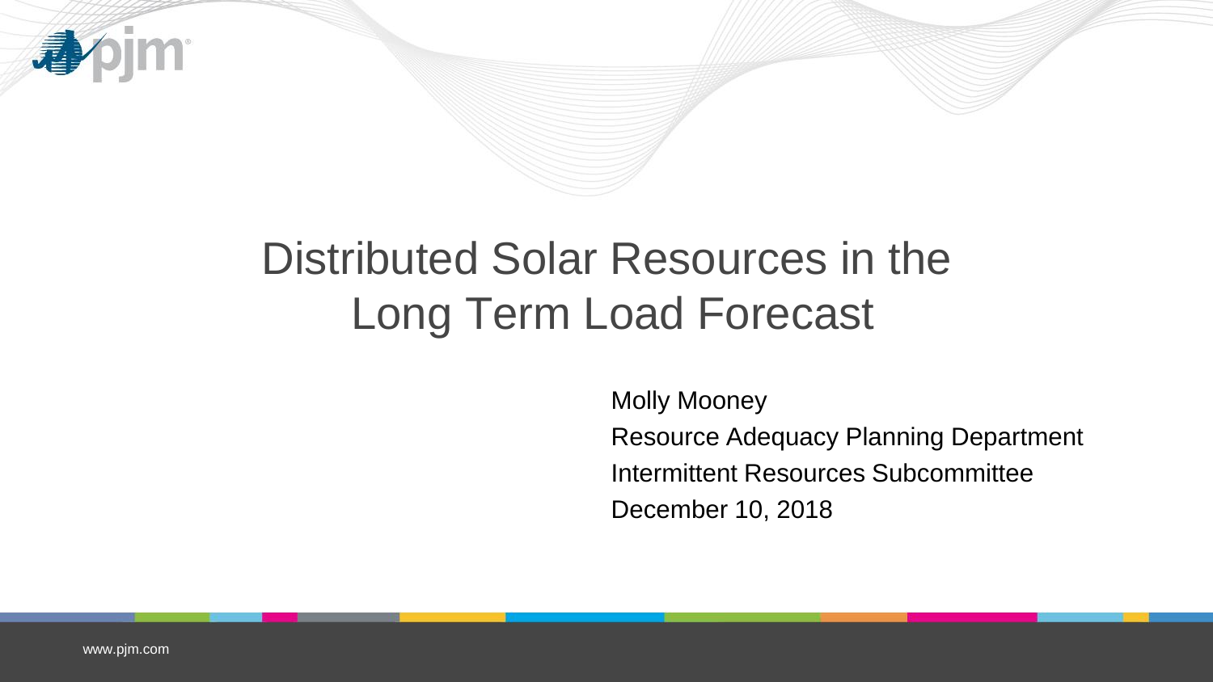# Distributed Solar Resources in the Long Term Load Forecast

Molly Mooney
Resource Adequacy Planning Department
Intermittent Resources Subcommittee
December 10, 2018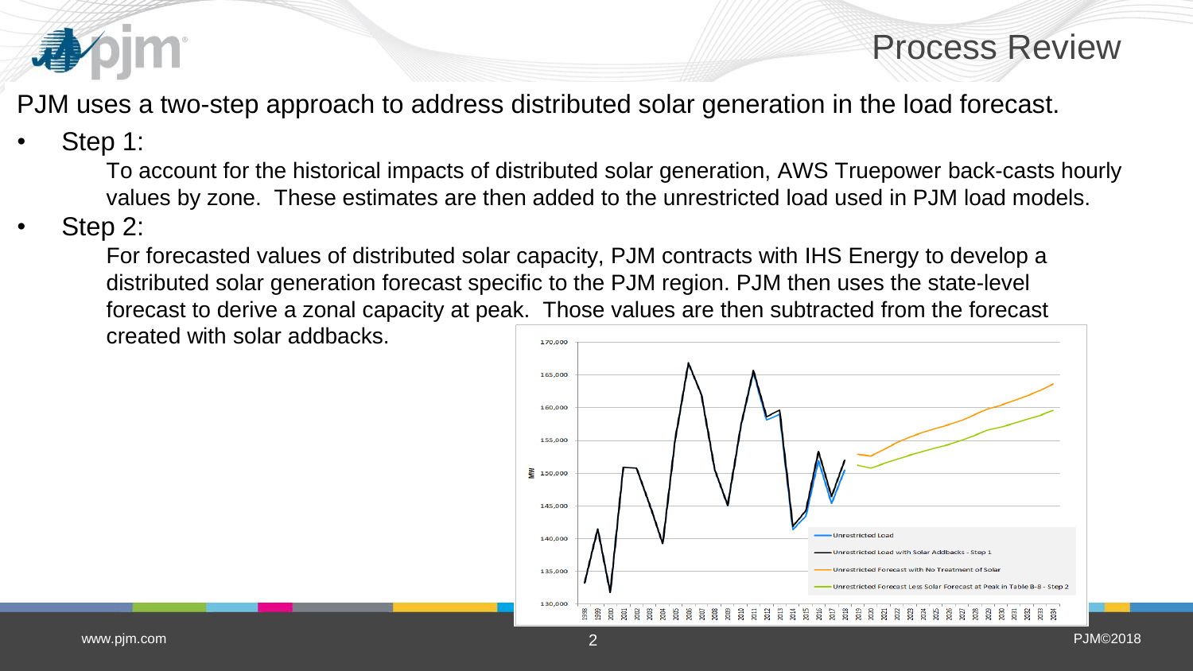# Process Review

PJM uses a two-step approach to address distributed solar generation in the load forecast.

- Step 1:

  To account for the historical impacts of distributed solar generation, AWS Truepower back-casts hourly values by zone. These estimates are then added to the unrestricted load used in PJM load models.

- Step 2:

  For forecasted values of distributed solar capacity, PJM contracts with IHS Energy to develop a distributed solar generation forecast specific to the PJM region. PJM then uses the state-level forecast to derive a zonal capacity at peak. Those values are then subtracted from the forecast created with solar addbacks.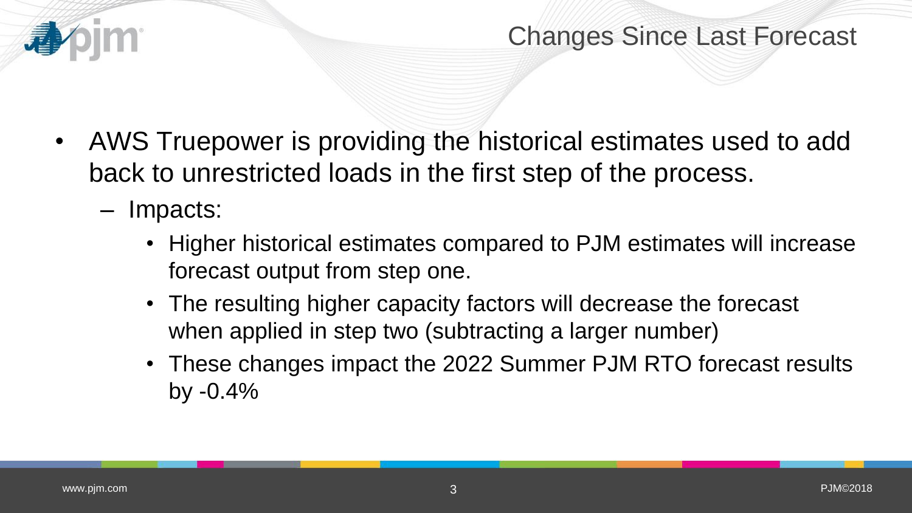# Changes Since Last Forecast

- AWS Truepower is providing the historical estimates used to add back to unrestricted loads in the first step of the process.
  - Impacts:
    - Higher historical estimates compared to PJM estimates will increase forecast output from step one.
    - The resulting higher capacity factors will decrease the forecast when applied in step two (subtracting a larger number)
    - These changes impact the 2022 Summer PJM RTO forecast results by -0.4%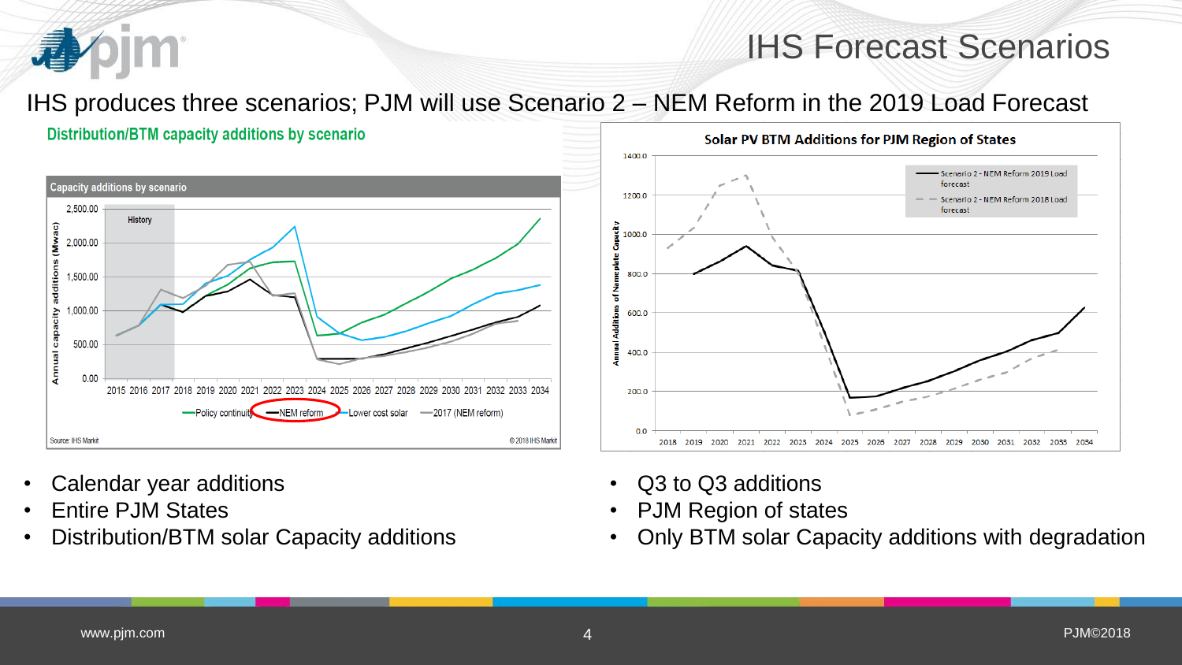# IHS Forecast Scenarios

IHS produces three scenarios; PJM will use Scenario 2 – NEM Reform in the 2019 Load Forecast

**Distribution/BTM capacity additions by scenario**

Capacity additions by scenario

Source: IHS Markit © 2018 IHS Markit

- Calendar year additions
- Entire PJM States
- Distribution/BTM solar Capacity additions

**Solar PV BTM Additions for PJM Region of States**

- Q3 to Q3 additions
- PJM Region of states
- Only BTM solar Capacity additions with degradation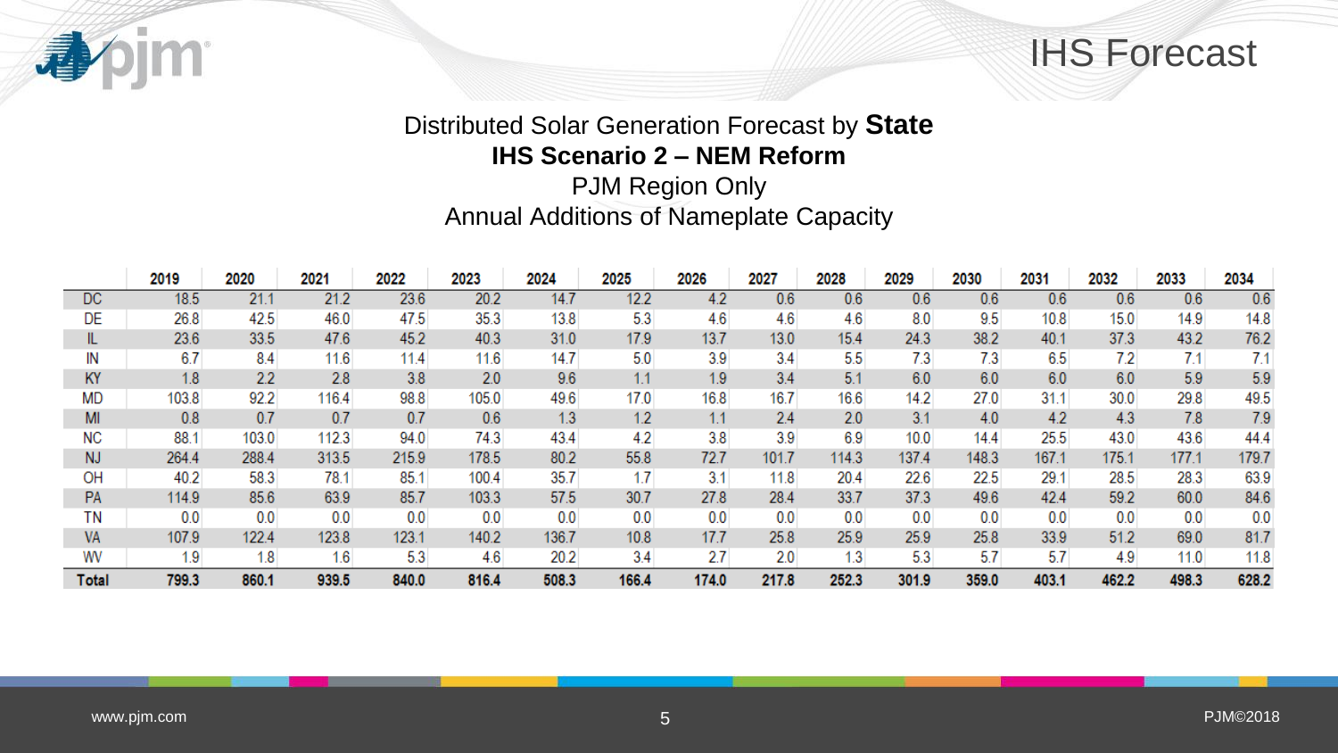# IHS Forecast

## Distributed Solar Generation Forecast by **State**

**IHS Scenario 2 – NEM Reform**

PJM Region Only

Annual Additions of Nameplate Capacity

| | 2019 | 2020 | 2021 | 2022 | 2023 | 2024 | 2025 | 2026 | 2027 | 2028 | 2029 | 2030 | 2031 | 2032 | 2033 | 2034 |
|---|---|---|---|---|---|---|---|---|---|---|---|---|---|---|---|---|
| DC | 18.5 | 21.1 | 21.2 | 23.6 | 20.2 | 14.7 | 12.2 | 4.2 | 0.6 | 0.6 | 0.6 | 0.6 | 0.6 | 0.6 | 0.6 | 0.6 |
| DE | 26.8 | 42.5 | 46.0 | 47.5 | 35.3 | 13.8 | 5.3 | 4.6 | 4.6 | 4.6 | 8.0 | 9.5 | 10.8 | 15.0 | 14.9 | 14.8 |
| IL | 23.6 | 33.5 | 47.6 | 45.2 | 40.3 | 31.0 | 17.9 | 13.7 | 13.0 | 15.4 | 24.3 | 38.2 | 40.1 | 37.3 | 43.2 | 76.2 |
| IN | 6.7 | 8.4 | 11.6 | 11.4 | 11.6 | 14.7 | 5.0 | 3.9 | 3.4 | 5.5 | 7.3 | 7.3 | 6.5 | 7.2 | 7.1 | 7.1 |
| KY | 1.8 | 2.2 | 2.8 | 3.8 | 2.0 | 9.6 | 1.1 | 1.9 | 3.4 | 5.1 | 6.0 | 6.0 | 6.0 | 6.0 | 5.9 | 5.9 |
| MD | 103.8 | 92.2 | 116.4 | 98.8 | 105.0 | 49.6 | 17.0 | 16.8 | 16.7 | 16.6 | 14.2 | 27.0 | 31.1 | 30.0 | 29.8 | 49.5 |
| MI | 0.8 | 0.7 | 0.7 | 0.7 | 0.6 | 1.3 | 1.2 | 1.1 | 2.4 | 2.0 | 3.1 | 4.0 | 4.2 | 4.3 | 7.8 | 7.9 |
| NC | 88.1 | 103.0 | 112.3 | 94.0 | 74.3 | 43.4 | 4.2 | 3.8 | 3.9 | 6.9 | 10.0 | 14.4 | 25.5 | 43.0 | 43.6 | 44.4 |
| NJ | 264.4 | 288.4 | 313.5 | 215.9 | 178.5 | 80.2 | 55.8 | 72.7 | 101.7 | 114.3 | 137.4 | 148.3 | 167.1 | 175.1 | 177.1 | 179.7 |
| OH | 40.2 | 58.3 | 78.1 | 85.1 | 100.4 | 35.7 | 1.7 | 3.1 | 11.8 | 20.4 | 22.6 | 22.5 | 29.1 | 28.5 | 28.3 | 63.9 |
| PA | 114.9 | 85.6 | 63.9 | 85.7 | 103.3 | 57.5 | 30.7 | 27.8 | 28.4 | 33.7 | 37.3 | 49.6 | 42.4 | 59.2 | 60.0 | 84.6 |
| TN | 0.0 | 0.0 | 0.0 | 0.0 | 0.0 | 0.0 | 0.0 | 0.0 | 0.0 | 0.0 | 0.0 | 0.0 | 0.0 | 0.0 | 0.0 | 0.0 |
| VA | 107.9 | 122.4 | 123.8 | 123.1 | 140.2 | 136.7 | 10.8 | 17.7 | 25.8 | 25.9 | 25.9 | 25.8 | 33.9 | 51.2 | 69.0 | 81.7 |
| WV | 1.9 | 1.8 | 1.6 | 5.3 | 4.6 | 20.2 | 3.4 | 2.7 | 2.0 | 1.3 | 5.3 | 5.7 | 5.7 | 4.9 | 11.0 | 11.8 |
| **Total** | **799.3** | **860.1** | **939.5** | **840.0** | **816.4** | **508.3** | **166.4** | **174.0** | **217.8** | **252.3** | **301.9** | **359.0** | **403.1** | **462.2** | **498.3** | **628.2** |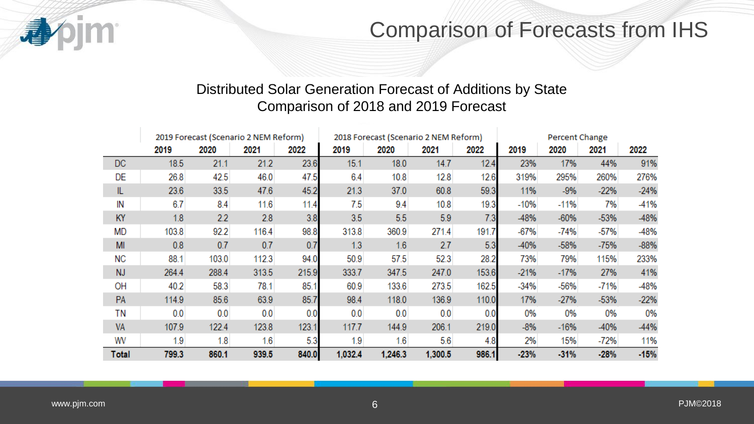# Comparison of Forecasts from IHS

## Distributed Solar Generation Forecast of Additions by State
## Comparison of 2018 and 2019 Forecast

| | 2019 Forecast (Scenario 2 NEM Reform) | | | | 2018 Forecast (Scenario 2 NEM Reform) | | | | Percent Change | | | |
|---|---|---|---|---|---|---|---|---|---|---|---|---|
| | 2019 | 2020 | 2021 | 2022 | 2019 | 2020 | 2021 | 2022 | 2019 | 2020 | 2021 | 2022 |
| DC | 18.5 | 21.1 | 21.2 | 23.6 | 15.1 | 18.0 | 14.7 | 12.4 | 23% | 17% | 44% | 91% |
| DE | 26.8 | 42.5 | 46.0 | 47.5 | 6.4 | 10.8 | 12.8 | 12.6 | 319% | 295% | 260% | 276% |
| IL | 23.6 | 33.5 | 47.6 | 45.2 | 21.3 | 37.0 | 60.8 | 59.3 | 11% | -9% | -22% | -24% |
| IN | 6.7 | 8.4 | 11.6 | 11.4 | 7.5 | 9.4 | 10.8 | 19.3 | -10% | -11% | 7% | -41% |
| KY | 1.8 | 2.2 | 2.8 | 3.8 | 3.5 | 5.5 | 5.9 | 7.3 | -48% | -60% | -53% | -48% |
| MD | 103.8 | 92.2 | 116.4 | 98.8 | 313.8 | 360.9 | 271.4 | 191.7 | -67% | -74% | -57% | -48% |
| MI | 0.8 | 0.7 | 0.7 | 0.7 | 1.3 | 1.6 | 2.7 | 5.3 | -40% | -58% | -75% | -88% |
| NC | 88.1 | 103.0 | 112.3 | 94.0 | 50.9 | 57.5 | 52.3 | 28.2 | 73% | 79% | 115% | 233% |
| NJ | 264.4 | 288.4 | 313.5 | 215.9 | 333.7 | 347.5 | 247.0 | 153.6 | -21% | -17% | 27% | 41% |
| OH | 40.2 | 58.3 | 78.1 | 85.1 | 60.9 | 133.6 | 273.5 | 162.5 | -34% | -56% | -71% | -48% |
| PA | 114.9 | 85.6 | 63.9 | 85.7 | 98.4 | 118.0 | 136.9 | 110.0 | 17% | -27% | -53% | -22% |
| TN | 0.0 | 0.0 | 0.0 | 0.0 | 0.0 | 0.0 | 0.0 | 0.0 | 0% | 0% | 0% | 0% |
| VA | 107.9 | 122.4 | 123.8 | 123.1 | 117.7 | 144.9 | 206.1 | 219.0 | -8% | -16% | -40% | -44% |
| WV | 1.9 | 1.8 | 1.6 | 5.3 | 1.9 | 1.6 | 5.6 | 4.8 | 2% | 15% | -72% | 11% |
| **Total** | **799.3** | **860.1** | **939.5** | **840.0** | **1,032.4** | **1,246.3** | **1,300.5** | **986.1** | **-23%** | **-31%** | **-28%** | **-15%** |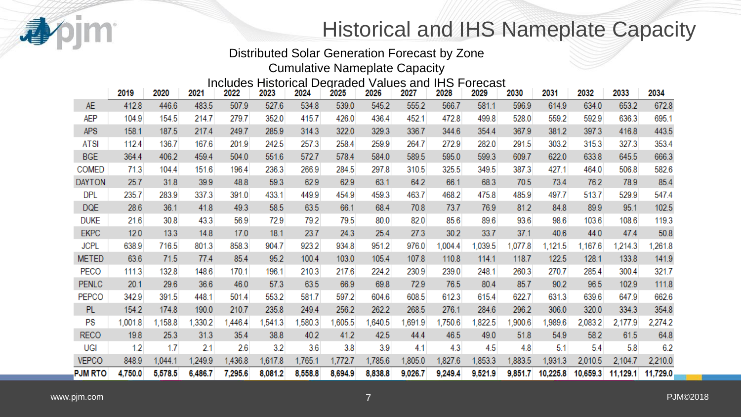# Historical and IHS Nameplate Capacity

Distributed Solar Generation Forecast by Zone

Cumulative Nameplate Capacity

Includes Historical Degraded Values and IHS Forecast

| | 2019 | 2020 | 2021 | 2022 | 2023 | 2024 | 2025 | 2026 | 2027 | 2028 | 2029 | 2030 | 2031 | 2032 | 2033 | 2034 |
|---|---|---|---|---|---|---|---|---|---|---|---|---|---|---|---|---|
| AE | 412.8 | 446.6 | 483.5 | 507.9 | 527.6 | 534.8 | 539.0 | 545.2 | 555.2 | 566.7 | 581.1 | 596.9 | 614.9 | 634.0 | 653.2 | 672.8 |
| AEP | 104.9 | 154.5 | 214.7 | 279.7 | 352.0 | 415.7 | 426.0 | 436.4 | 452.1 | 472.8 | 499.8 | 528.0 | 559.2 | 592.9 | 636.3 | 695.1 |
| APS | 158.1 | 187.5 | 217.4 | 249.7 | 285.9 | 314.3 | 322.0 | 329.3 | 336.7 | 344.6 | 354.4 | 367.9 | 381.2 | 397.3 | 416.8 | 443.5 |
| ATSI | 112.4 | 136.7 | 167.6 | 201.9 | 242.5 | 257.3 | 258.4 | 259.9 | 264.7 | 272.9 | 282.0 | 291.5 | 303.2 | 315.3 | 327.3 | 353.4 |
| BGE | 364.4 | 406.2 | 459.4 | 504.0 | 551.6 | 572.7 | 578.4 | 584.0 | 589.5 | 595.0 | 599.3 | 609.7 | 622.0 | 633.8 | 645.5 | 666.3 |
| COMED | 71.3 | 104.4 | 151.6 | 196.4 | 236.3 | 266.9 | 284.5 | 297.8 | 310.5 | 325.5 | 349.5 | 387.3 | 427.1 | 464.0 | 506.8 | 582.6 |
| DAYTON | 25.7 | 31.8 | 39.9 | 48.8 | 59.3 | 62.9 | 62.9 | 63.1 | 64.2 | 66.1 | 68.3 | 70.5 | 73.4 | 76.2 | 78.9 | 85.4 |
| DPL | 235.7 | 283.9 | 337.3 | 391.0 | 433.1 | 449.9 | 454.9 | 459.3 | 463.7 | 468.2 | 475.8 | 485.9 | 497.7 | 513.7 | 529.9 | 547.4 |
| DQE | 28.6 | 36.1 | 41.8 | 49.3 | 58.5 | 63.5 | 66.1 | 68.4 | 70.8 | 73.7 | 76.9 | 81.2 | 84.8 | 89.9 | 95.1 | 102.5 |
| DUKE | 21.6 | 30.8 | 43.3 | 56.9 | 72.9 | 79.2 | 79.5 | 80.0 | 82.0 | 85.6 | 89.6 | 93.6 | 98.6 | 103.6 | 108.6 | 119.3 |
| EKPC | 12.0 | 13.3 | 14.8 | 17.0 | 18.1 | 23.7 | 24.3 | 25.4 | 27.3 | 30.2 | 33.7 | 37.1 | 40.6 | 44.0 | 47.4 | 50.8 |
| JCPL | 638.9 | 716.5 | 801.3 | 858.3 | 904.7 | 923.2 | 934.8 | 951.2 | 976.0 | 1,004.4 | 1,039.5 | 1,077.8 | 1,121.5 | 1,167.6 | 1,214.3 | 1,261.8 |
| METED | 63.6 | 71.5 | 77.4 | 85.4 | 95.2 | 100.4 | 103.0 | 105.4 | 107.8 | 110.8 | 114.1 | 118.7 | 122.5 | 128.1 | 133.8 | 141.9 |
| PECO | 111.3 | 132.8 | 148.6 | 170.1 | 196.1 | 210.3 | 217.6 | 224.2 | 230.9 | 239.0 | 248.1 | 260.3 | 270.7 | 285.4 | 300.4 | 321.7 |
| PENLC | 20.1 | 29.6 | 36.6 | 46.0 | 57.3 | 63.5 | 66.9 | 69.8 | 72.9 | 76.5 | 80.4 | 85.7 | 90.2 | 96.5 | 102.9 | 111.8 |
| PEPCO | 342.9 | 391.5 | 448.1 | 501.4 | 553.2 | 581.7 | 597.2 | 604.6 | 608.5 | 612.3 | 615.4 | 622.7 | 631.3 | 639.6 | 647.9 | 662.6 |
| PL | 154.2 | 174.8 | 190.0 | 210.7 | 235.8 | 249.4 | 256.2 | 262.2 | 268.5 | 276.1 | 284.6 | 296.2 | 306.0 | 320.0 | 334.3 | 354.8 |
| PS | 1,001.8 | 1,158.8 | 1,330.2 | 1,446.4 | 1,541.3 | 1,580.3 | 1,605.5 | 1,640.5 | 1,691.9 | 1,750.6 | 1,822.5 | 1,900.6 | 1,989.6 | 2,083.2 | 2,177.9 | 2,274.2 |
| RECO | 19.8 | 25.3 | 31.3 | 35.4 | 38.8 | 40.2 | 41.2 | 42.5 | 44.4 | 46.5 | 49.0 | 51.8 | 54.9 | 58.2 | 61.5 | 64.8 |
| UGI | 1.2 | 1.7 | 2.1 | 2.6 | 3.2 | 3.6 | 3.8 | 3.9 | 4.1 | 4.3 | 4.5 | 4.8 | 5.1 | 5.4 | 5.8 | 6.2 |
| VEPCO | 848.9 | 1,044.1 | 1,249.9 | 1,436.8 | 1,617.8 | 1,765.1 | 1,772.7 | 1,785.6 | 1,805.0 | 1,827.6 | 1,853.3 | 1,883.5 | 1,931.3 | 2,010.5 | 2,104.7 | 2,210.0 |
| **PJM RTO** | **4,750.0** | **5,578.5** | **6,486.7** | **7,295.6** | **8,081.2** | **8,558.8** | **8,694.9** | **8,838.8** | **9,026.7** | **9,249.4** | **9,521.9** | **9,851.7** | **10,225.8** | **10,659.3** | **11,129.1** | **11,729.0** |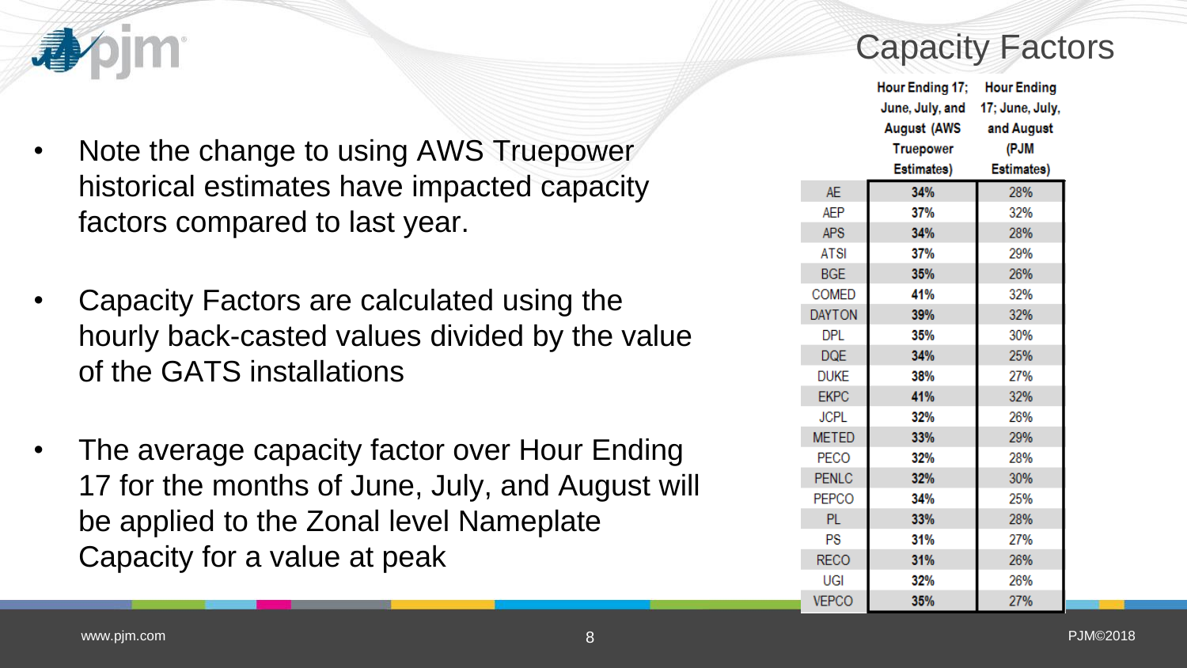# Capacity Factors

- Note the change to using AWS Truepower historical estimates have impacted capacity factors compared to last year.
- Capacity Factors are calculated using the hourly back-casted values divided by the value of the GATS installations
- The average capacity factor over Hour Ending 17 for the months of June, July, and August will be applied to the Zonal level Nameplate Capacity for a value at peak

| | Hour Ending 17; June, July, and August (AWS Truepower Estimates) | Hour Ending 17; June, July, and August (PJM Estimates) |
|---|---|---|
| AE | **34%** | 28% |
| AEP | **37%** | 32% |
| APS | **34%** | 28% |
| ATSI | **37%** | 29% |
| BGE | **35%** | 26% |
| COMED | **41%** | 32% |
| DAYTON | **39%** | 32% |
| DPL | **35%** | 30% |
| DQE | **34%** | 25% |
| DUKE | **38%** | 27% |
| EKPC | **41%** | 32% |
| JCPL | **32%** | 26% |
| METED | **33%** | 29% |
| PECO | **32%** | 28% |
| PENLC | **32%** | 30% |
| PEPCO | **34%** | 25% |
| PL | **33%** | 28% |
| PS | **31%** | 27% |
| RECO | **31%** | 26% |
| UGI | **32%** | 26% |
| VEPCO | **35%** | 27% |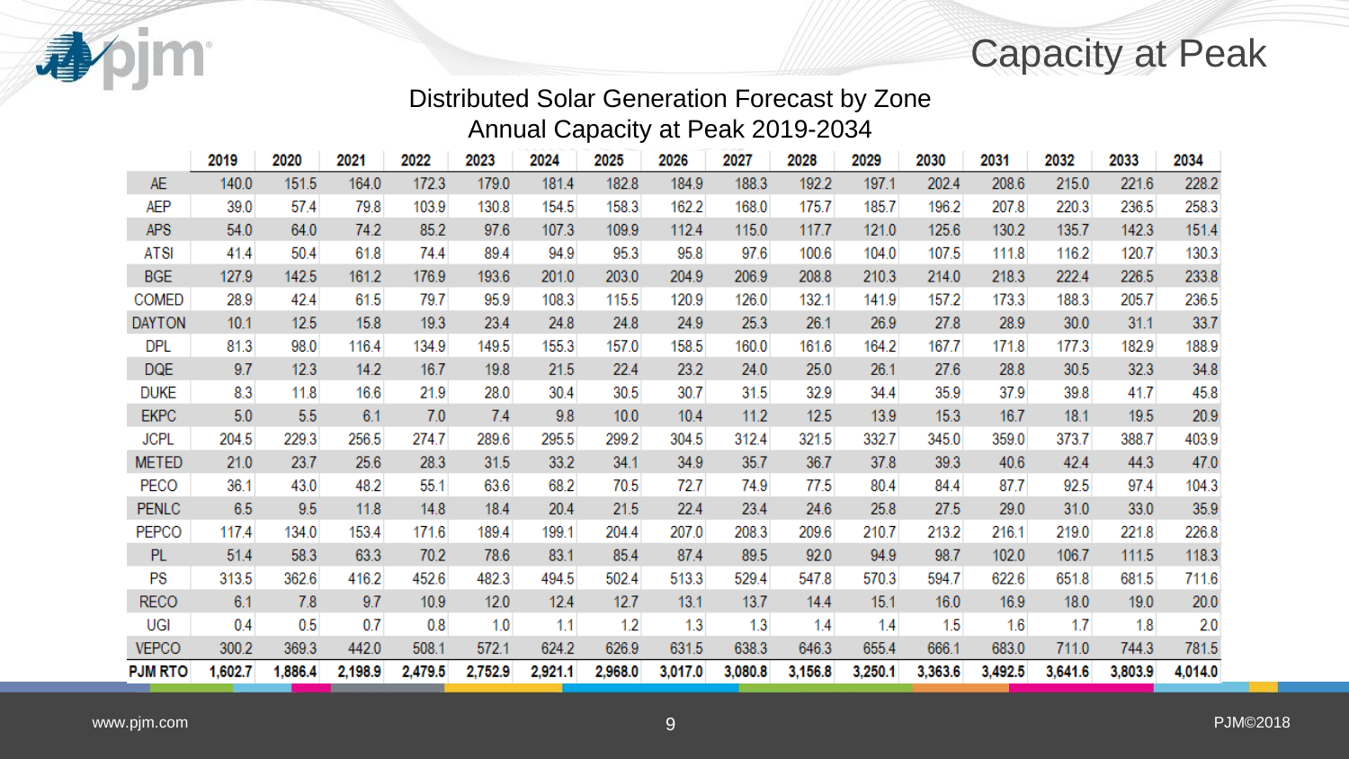# Capacity at Peak

## Distributed Solar Generation Forecast by Zone
## Annual Capacity at Peak 2019-2034

| | 2019 | 2020 | 2021 | 2022 | 2023 | 2024 | 2025 | 2026 | 2027 | 2028 | 2029 | 2030 | 2031 | 2032 | 2033 | 2034 |
|---|---|---|---|---|---|---|---|---|---|---|---|---|---|---|---|---|
| AE | 140.0 | 151.5 | 164.0 | 172.3 | 179.0 | 181.4 | 182.8 | 184.9 | 188.3 | 192.2 | 197.1 | 202.4 | 208.6 | 215.0 | 221.6 | 228.2 |
| AEP | 39.0 | 57.4 | 79.8 | 103.9 | 130.8 | 154.5 | 158.3 | 162.2 | 168.0 | 175.7 | 185.7 | 196.2 | 207.8 | 220.3 | 236.5 | 258.3 |
| APS | 54.0 | 64.0 | 74.2 | 85.2 | 97.6 | 107.3 | 109.9 | 112.4 | 115.0 | 117.7 | 121.0 | 125.6 | 130.2 | 135.7 | 142.3 | 151.4 |
| ATSI | 41.4 | 50.4 | 61.8 | 74.4 | 89.4 | 94.9 | 95.3 | 95.8 | 97.6 | 100.6 | 104.0 | 107.5 | 111.8 | 116.2 | 120.7 | 130.3 |
| BGE | 127.9 | 142.5 | 161.2 | 176.9 | 193.6 | 201.0 | 203.0 | 204.9 | 206.9 | 208.8 | 210.3 | 214.0 | 218.3 | 222.4 | 226.5 | 233.8 |
| COMED | 28.9 | 42.4 | 61.5 | 79.7 | 95.9 | 108.3 | 115.5 | 120.9 | 126.0 | 132.1 | 141.9 | 157.2 | 173.3 | 188.3 | 205.7 | 236.5 |
| DAYTON | 10.1 | 12.5 | 15.8 | 19.3 | 23.4 | 24.8 | 24.8 | 24.9 | 25.3 | 26.1 | 26.9 | 27.8 | 28.9 | 30.0 | 31.1 | 33.7 |
| DPL | 81.3 | 98.0 | 116.4 | 134.9 | 149.5 | 155.3 | 157.0 | 158.5 | 160.0 | 161.6 | 164.2 | 167.7 | 171.8 | 177.3 | 182.9 | 188.9 |
| DQE | 9.7 | 12.3 | 14.2 | 16.7 | 19.8 | 21.5 | 22.4 | 23.2 | 24.0 | 25.0 | 26.1 | 27.6 | 28.8 | 30.5 | 32.3 | 34.8 |
| DUKE | 8.3 | 11.8 | 16.6 | 21.9 | 28.0 | 30.4 | 30.5 | 30.7 | 31.5 | 32.9 | 34.4 | 35.9 | 37.9 | 39.8 | 41.7 | 45.8 |
| EKPC | 5.0 | 5.5 | 6.1 | 7.0 | 7.4 | 9.8 | 10.0 | 10.4 | 11.2 | 12.5 | 13.9 | 15.3 | 16.7 | 18.1 | 19.5 | 20.9 |
| JCPL | 204.5 | 229.3 | 256.5 | 274.7 | 289.6 | 295.5 | 299.2 | 304.5 | 312.4 | 321.5 | 332.7 | 345.0 | 359.0 | 373.7 | 388.7 | 403.9 |
| METED | 21.0 | 23.7 | 25.6 | 28.3 | 31.5 | 33.2 | 34.1 | 34.9 | 35.7 | 36.7 | 37.8 | 39.3 | 40.6 | 42.4 | 44.3 | 47.0 |
| PECO | 36.1 | 43.0 | 48.2 | 55.1 | 63.6 | 68.2 | 70.5 | 72.7 | 74.9 | 77.5 | 80.4 | 84.4 | 87.7 | 92.5 | 97.4 | 104.3 |
| PENLC | 6.5 | 9.5 | 11.8 | 14.8 | 18.4 | 20.4 | 21.5 | 22.4 | 23.4 | 24.6 | 25.8 | 27.5 | 29.0 | 31.0 | 33.0 | 35.9 |
| PEPCO | 117.4 | 134.0 | 153.4 | 171.6 | 189.4 | 199.1 | 204.4 | 207.0 | 208.3 | 209.6 | 210.7 | 213.2 | 216.1 | 219.0 | 221.8 | 226.8 |
| PL | 51.4 | 58.3 | 63.3 | 70.2 | 78.6 | 83.1 | 85.4 | 87.4 | 89.5 | 92.0 | 94.9 | 98.7 | 102.0 | 106.7 | 111.5 | 118.3 |
| PS | 313.5 | 362.6 | 416.2 | 452.6 | 482.3 | 494.5 | 502.4 | 513.3 | 529.4 | 547.8 | 570.3 | 594.7 | 622.6 | 651.8 | 681.5 | 711.6 |
| RECO | 6.1 | 7.8 | 9.7 | 10.9 | 12.0 | 12.4 | 12.7 | 13.1 | 13.7 | 14.4 | 15.1 | 16.0 | 16.9 | 18.0 | 19.0 | 20.0 |
| UGI | 0.4 | 0.5 | 0.7 | 0.8 | 1.0 | 1.1 | 1.2 | 1.3 | 1.3 | 1.4 | 1.4 | 1.5 | 1.6 | 1.7 | 1.8 | 2.0 |
| VEPCO | 300.2 | 369.3 | 442.0 | 508.1 | 572.1 | 624.2 | 626.9 | 631.5 | 638.3 | 646.3 | 655.4 | 666.1 | 683.0 | 711.0 | 744.3 | 781.5 |
| **PJM RTO** | **1,602.7** | **1,886.4** | **2,198.9** | **2,479.5** | **2,752.9** | **2,921.1** | **2,968.0** | **3,017.0** | **3,080.8** | **3,156.8** | **3,250.1** | **3,363.6** | **3,492.5** | **3,641.6** | **3,803.9** | **4,014.0** |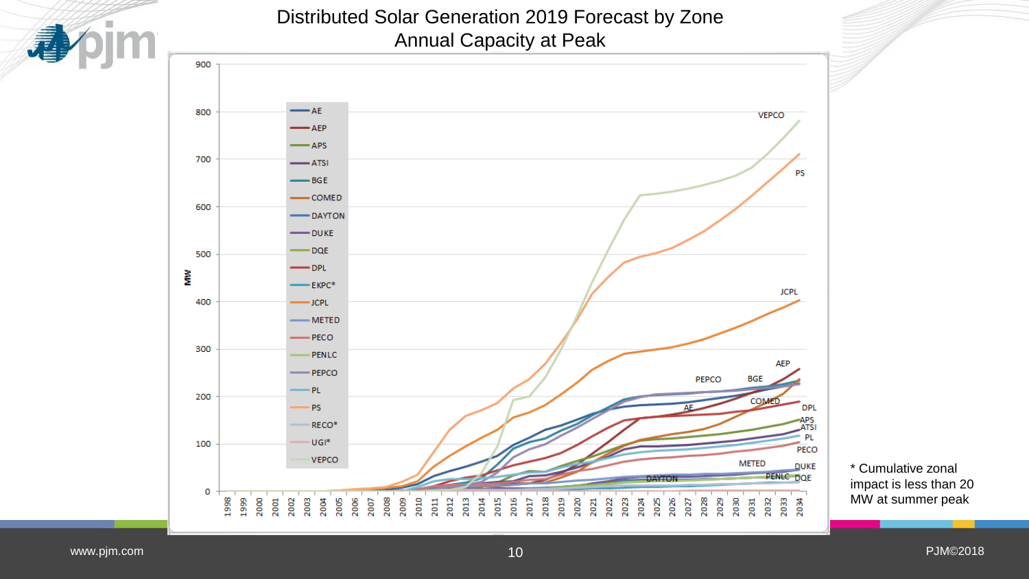# Distributed Solar Generation 2019 Forecast by Zone
## Annual Capacity at Peak

* Cumulative zonal impact is less than 20 MW at summer peak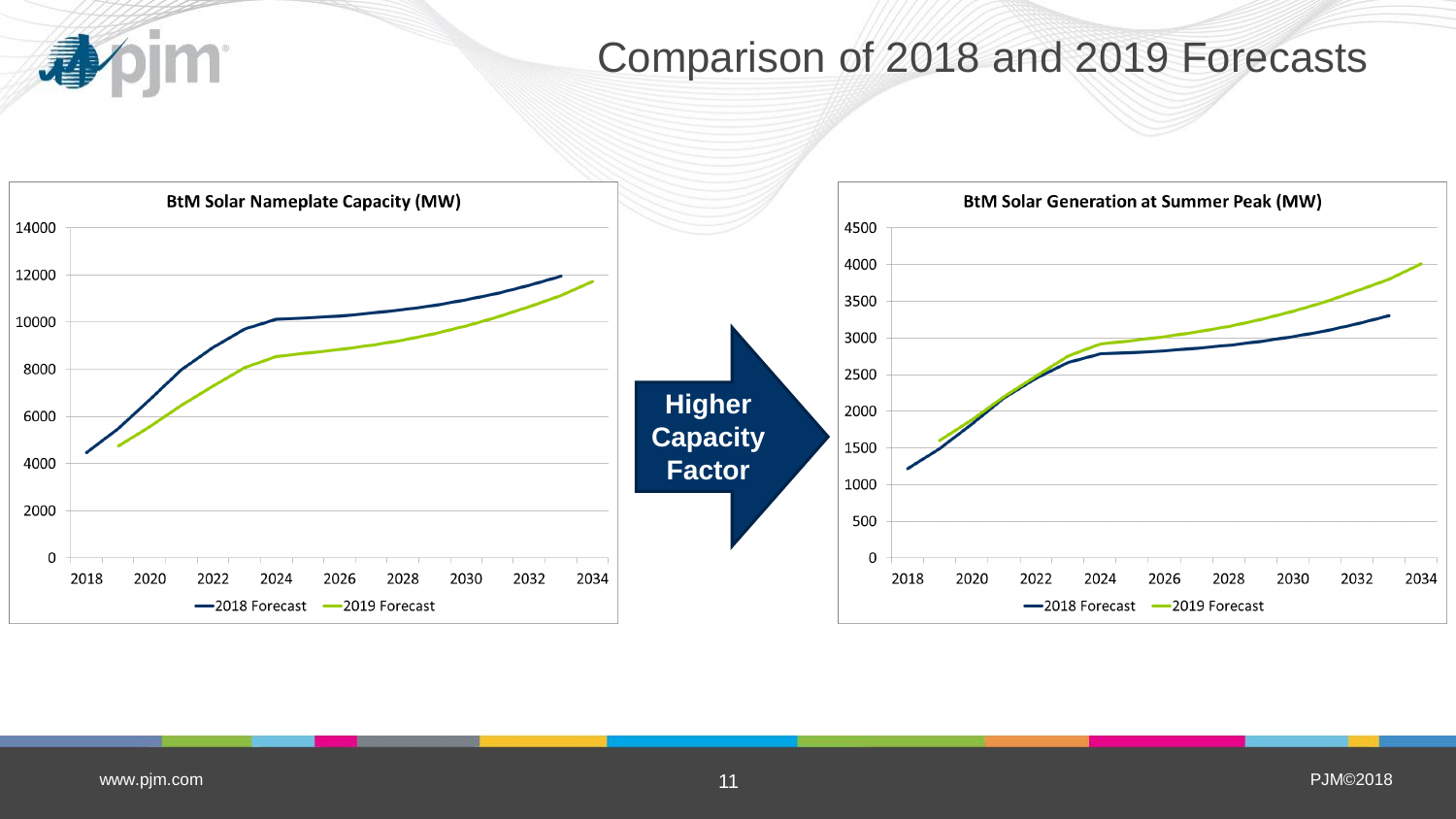# Comparison of 2018 and 2019 Forecasts

**BtM Solar Nameplate Capacity (MW)**

Legend: 2018 Forecast, 2019 Forecast

**Higher Capacity Factor**

**BtM Solar Generation at Summer Peak (MW)**

Legend: 2018 Forecast, 2019 Forecast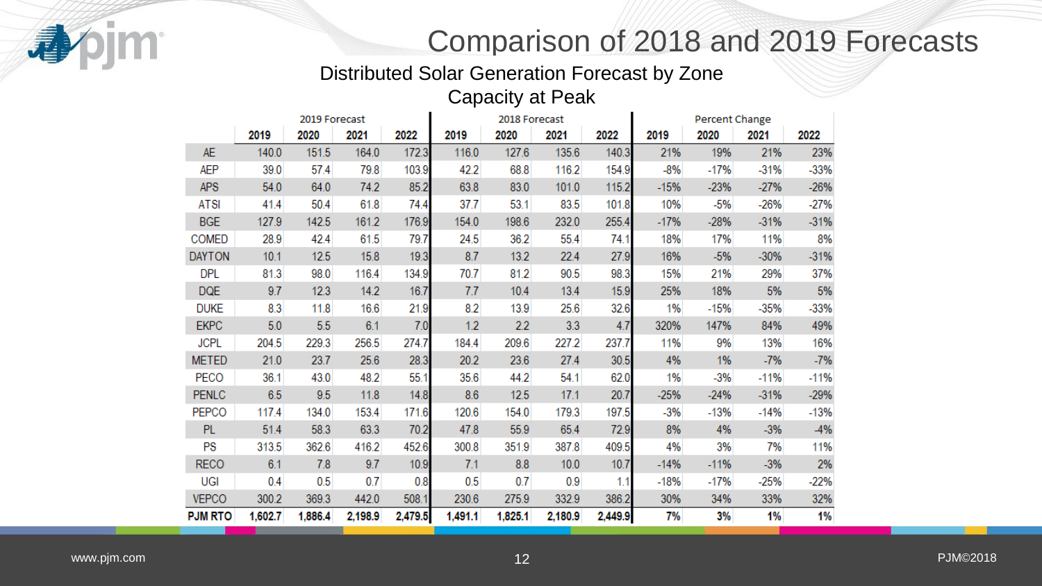# Comparison of 2018 and 2019 Forecasts

## Distributed Solar Generation Forecast by Zone

### Capacity at Peak

| | 2019 Forecast | | | | 2018 Forecast | | | | Percent Change | | | |
|---|---|---|---|---|---|---|---|---|---|---|---|---|
| | 2019 | 2020 | 2021 | 2022 | 2019 | 2020 | 2021 | 2022 | 2019 | 2020 | 2021 | 2022 |
| AE | 140.0 | 151.5 | 164.0 | 172.3 | 116.0 | 127.6 | 135.6 | 140.3 | 21% | 19% | 21% | 23% |
| AEP | 39.0 | 57.4 | 79.8 | 103.9 | 42.2 | 68.8 | 116.2 | 154.9 | -8% | -17% | -31% | -33% |
| APS | 54.0 | 64.0 | 74.2 | 85.2 | 63.8 | 83.0 | 101.0 | 115.2 | -15% | -23% | -27% | -26% |
| ATSI | 41.4 | 50.4 | 61.8 | 74.4 | 37.7 | 53.1 | 83.5 | 101.8 | 10% | -5% | -26% | -27% |
| BGE | 127.9 | 142.5 | 161.2 | 176.9 | 154.0 | 198.6 | 232.0 | 255.4 | -17% | -28% | -31% | -31% |
| COMED | 28.9 | 42.4 | 61.5 | 79.7 | 24.5 | 36.2 | 55.4 | 74.1 | 18% | 17% | 11% | 8% |
| DAYTON | 10.1 | 12.5 | 15.8 | 19.3 | 8.7 | 13.2 | 22.4 | 27.9 | 16% | -5% | -30% | -31% |
| DPL | 81.3 | 98.0 | 116.4 | 134.9 | 70.7 | 81.2 | 90.5 | 98.3 | 15% | 21% | 29% | 37% |
| DQE | 9.7 | 12.3 | 14.2 | 16.7 | 7.7 | 10.4 | 13.4 | 15.9 | 25% | 18% | 5% | 5% |
| DUKE | 8.3 | 11.8 | 16.6 | 21.9 | 8.2 | 13.9 | 25.6 | 32.6 | 1% | -15% | -35% | -33% |
| EKPC | 5.0 | 5.5 | 6.1 | 7.0 | 1.2 | 2.2 | 3.3 | 4.7 | 320% | 147% | 84% | 49% |
| JCPL | 204.5 | 229.3 | 256.5 | 274.7 | 184.4 | 209.6 | 227.2 | 237.7 | 11% | 9% | 13% | 16% |
| METED | 21.0 | 23.7 | 25.6 | 28.3 | 20.2 | 23.6 | 27.4 | 30.5 | 4% | 1% | -7% | -7% |
| PECO | 36.1 | 43.0 | 48.2 | 55.1 | 35.6 | 44.2 | 54.1 | 62.0 | 1% | -3% | -11% | -11% |
| PENLC | 6.5 | 9.5 | 11.8 | 14.8 | 8.6 | 12.5 | 17.1 | 20.7 | -25% | -24% | -31% | -29% |
| PEPCO | 117.4 | 134.0 | 153.4 | 171.6 | 120.6 | 154.0 | 179.3 | 197.5 | -3% | -13% | -14% | -13% |
| PL | 51.4 | 58.3 | 63.3 | 70.2 | 47.8 | 55.9 | 65.4 | 72.9 | 8% | 4% | -3% | -4% |
| PS | 313.5 | 362.6 | 416.2 | 452.6 | 300.8 | 351.9 | 387.8 | 409.5 | 4% | 3% | 7% | 11% |
| RECO | 6.1 | 7.8 | 9.7 | 10.9 | 7.1 | 8.8 | 10.0 | 10.7 | -14% | -11% | -3% | 2% |
| UGI | 0.4 | 0.5 | 0.7 | 0.8 | 0.5 | 0.7 | 0.9 | 1.1 | -18% | -17% | -25% | -22% |
| VEPCO | 300.2 | 369.3 | 442.0 | 508.1 | 230.6 | 275.9 | 332.9 | 386.2 | 30% | 34% | 33% | 32% |
| **PJM RTO** | **1,602.7** | **1,886.4** | **2,198.9** | **2,479.5** | **1,491.1** | **1,825.1** | **2,180.9** | **2,449.9** | **7%** | **3%** | **1%** | **1%** |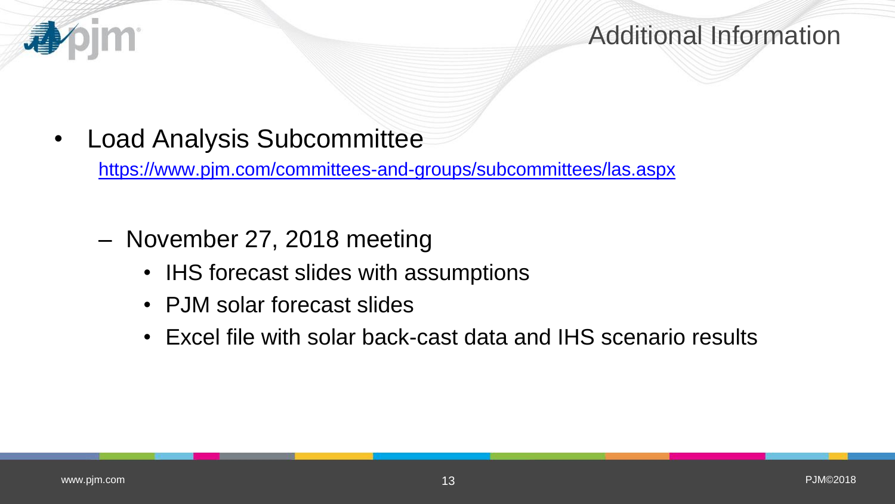# Additional Information

- Load Analysis Subcommittee

  https://www.pjm.com/committees-and-groups/subcommittees/las.aspx

  - November 27, 2018 meeting
    - IHS forecast slides with assumptions
    - PJM solar forecast slides
    - Excel file with solar back-cast data and IHS scenario results